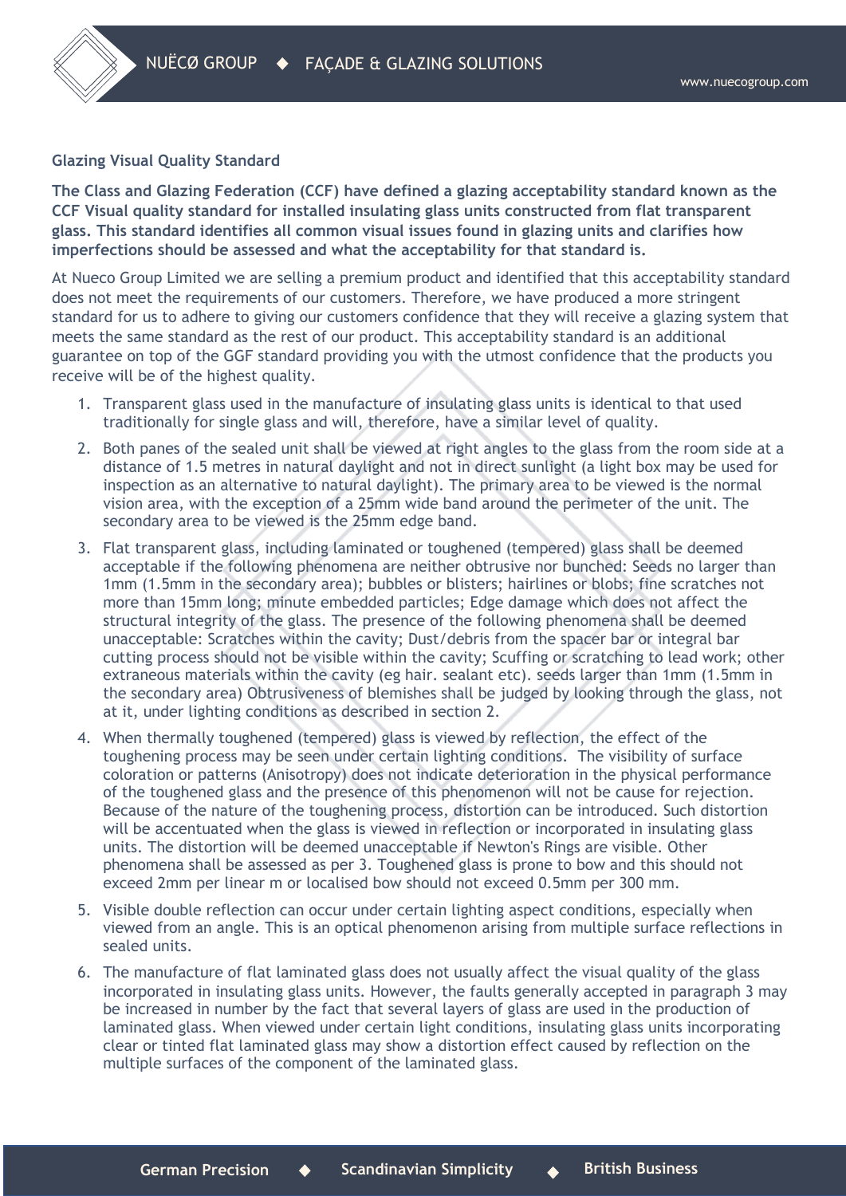**Glazing Visual Quality Standard**

**The Class and Glazing Federation (CCF) have defined a glazing acceptability standard known as the CCF Visual quality standard for installed insulating glass units constructed from flat transparent glass. This standard identifies all common visual issues found in glazing units and clarifies how imperfections should be assessed and what the acceptability for that standard is.**

At Nueco Group Limited we are selling a premium product and identified that this acceptability standard does not meet the requirements of our customers. Therefore, we have produced a more stringent standard for us to adhere to giving our customers confidence that they will receive a glazing system that meets the same standard as the rest of our product. This acceptability standard is an additional guarantee on top of the GGF standard providing you with the utmost confidence that the products you receive will be of the highest quality.

1. Transparent glass used in the manufacture of insulating glass units is identical to that used traditionally for single glass and will, therefore, have a similar level of quality.
2. Both panes of the sealed unit shall be viewed at right angles to the glass from the room side at a distance of 1.5 metres in natural daylight and not in direct sunlight (a light box may be used for inspection as an alternative to natural daylight). The primary area to be viewed is the normal vision area, with the exception of a 25mm wide band around the perimeter of the unit. The secondary area to be viewed is the 25mm edge band.
3. Flat transparent glass, including laminated or toughened (tempered) glass shall be deemed acceptable if the following phenomena are neither obtrusive nor bunched: Seeds no larger than 1mm (1.5mm in the secondary area); bubbles or blisters; hairlines or blobs; fine scratches not more than 15mm long; minute embedded particles; Edge damage which does not affect the structural integrity of the glass. The presence of the following phenomena shall be deemed unacceptable: Scratches within the cavity; Dust/debris from the spacer bar or integral bar cutting process should not be visible within the cavity; Scuffing or scratching to lead work; other extraneous materials within the cavity (eg hair. sealant etc). seeds larger than 1mm (1.5mm in the secondary area) Obtrusiveness of blemishes shall be judged by looking through the glass, not at it, under lighting conditions as described in section 2.
4. When thermally toughened (tempered) glass is viewed by reflection, the effect of the toughening process may be seen under certain lighting conditions. The visibility of surface coloration or patterns (Anisotropy) does not indicate deterioration in the physical performance of the toughened glass and the presence of this phenomenon will not be cause for rejection. Because of the nature of the toughening process, distortion can be introduced. Such distortion will be accentuated when the glass is viewed in reflection or incorporated in insulating glass units. The distortion will be deemed unacceptable if Newton's Rings are visible. Other phenomena shall be assessed as per 3. Toughened glass is prone to bow and this should not exceed 2mm per linear m or localised bow should not exceed 0.5mm per 300 mm.
5. Visible double reflection can occur under certain lighting aspect conditions, especially when viewed from an angle. This is an optical phenomenon arising from multiple surface reflections in sealed units.
6. The manufacture of flat laminated glass does not usually affect the visual quality of the glass incorporated in insulating glass units. However, the faults generally accepted in paragraph 3 may be increased in number by the fact that several layers of glass are used in the production of laminated glass. When viewed under certain light conditions, insulating glass units incorporating clear or tinted flat laminated glass may show a distortion effect caused by reflection on the multiple surfaces of the component of the laminated glass.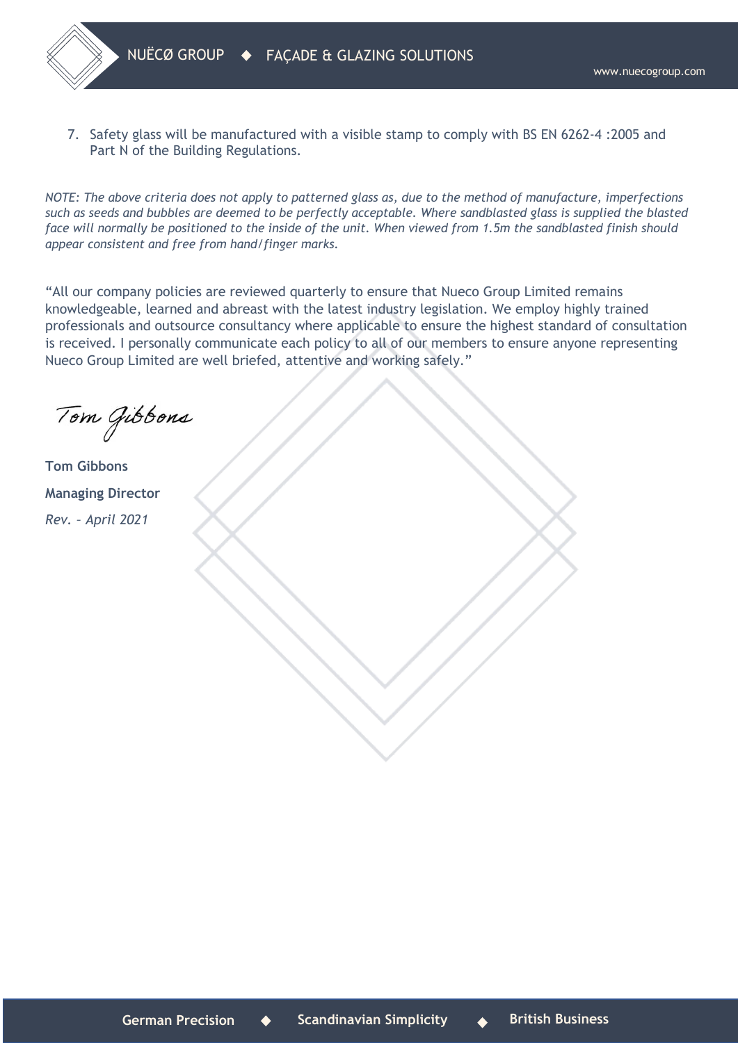7. Safety glass will be manufactured with a visible stamp to comply with BS EN 6262-4 :2005 and Part N of the Building Regulations.

*NOTE: The above criteria does not apply to patterned glass as, due to the method of manufacture, imperfections such as seeds and bubbles are deemed to be perfectly acceptable. Where sandblasted glass is supplied the blasted face will normally be positioned to the inside of the unit. When viewed from 1.5m the sandblasted finish should appear consistent and free from hand/finger marks.*

"All our company policies are reviewed quarterly to ensure that Nueco Group Limited remains knowledgeable, learned and abreast with the latest industry legislation. We employ highly trained professionals and outsource consultancy where applicable to ensure the highest standard of consultation is received. I personally communicate each policy to all of our members to ensure anyone representing Nueco Group Limited are well briefed, attentive and working safely."

Tom Gibbons

**Tom Gibbons**

**Managing Director**

*Rev. – April 2021*